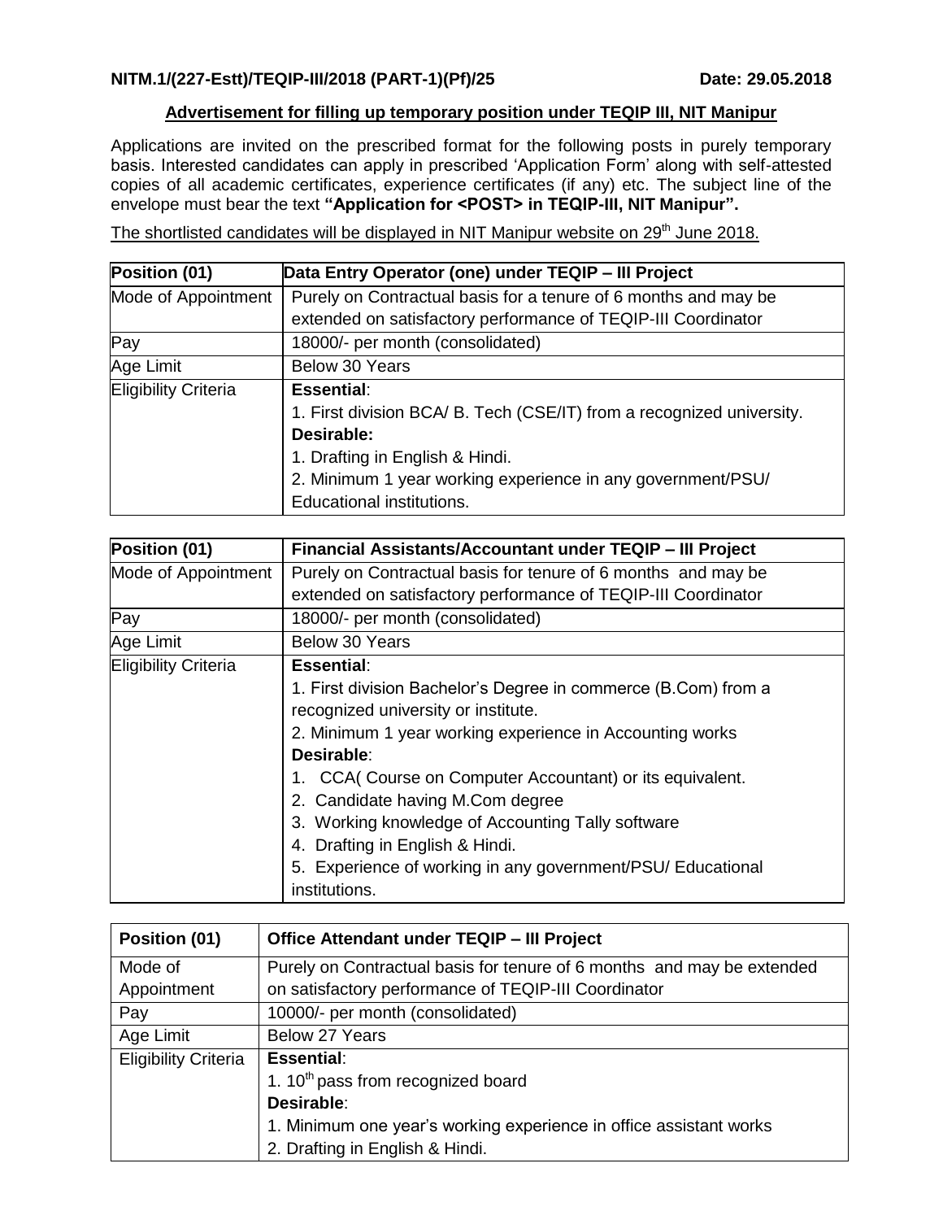**NITM.1/(227-Estt)/TEQIP-III/2018 (PART-1)(Pf)/25** **Date: 29.05.2018**

## Advertisement for filling up temporary position under TEQIP III, NIT Manipur

Applications are invited on the prescribed format for the following posts in purely temporary basis. Interested candidates can apply in prescribed 'Application Form' along with self-attested copies of all academic certificates, experience certificates (if any) etc. The subject line of the envelope must bear the text **"Application for <POST> in TEQIP-III, NIT Manipur".**

The shortlisted candidates will be displayed in NIT Manipur website on 29th June 2018.

| **Position (01)** | **Data Entry Operator (one) under TEQIP – III Project** |
|---|---|
| Mode of Appointment | Purely on Contractual basis for a tenure of 6 months and may be extended on satisfactory performance of TEQIP-III Coordinator |
| Pay | 18000/- per month (consolidated) |
| Age Limit | Below 30 Years |
| Eligibility Criteria | **Essential**:<br>1. First division BCA/ B. Tech (CSE/IT) from a recognized university.<br>**Desirable:**<br>1. Drafting in English & Hindi.<br>2. Minimum 1 year working experience in any government/PSU/ Educational institutions. |

| **Position (01)** | **Financial Assistants/Accountant under TEQIP – III Project** |
|---|---|
| Mode of Appointment | Purely on Contractual basis for tenure of 6 months and may be extended on satisfactory performance of TEQIP-III Coordinator |
| Pay | 18000/- per month (consolidated) |
| Age Limit | Below 30 Years |
| Eligibility Criteria | **Essential**:<br>1. First division Bachelor's Degree in commerce (B.Com) from a recognized university or institute.<br>2. Minimum 1 year working experience in Accounting works<br>**Desirable**:<br>1. CCA( Course on Computer Accountant) or its equivalent.<br>2. Candidate having M.Com degree<br>3. Working knowledge of Accounting Tally software<br>4. Drafting in English & Hindi.<br>5. Experience of working in any government/PSU/ Educational institutions. |

| **Position (01)** | **Office Attendant under TEQIP – III Project** |
|---|---|
| Mode of Appointment | Purely on Contractual basis for tenure of 6 months and may be extended on satisfactory performance of TEQIP-III Coordinator |
| Pay | 10000/- per month (consolidated) |
| Age Limit | Below 27 Years |
| Eligibility Criteria | **Essential**:<br>1. 10th pass from recognized board<br>**Desirable**:<br>1. Minimum one year's working experience in office assistant works<br>2. Drafting in English & Hindi. |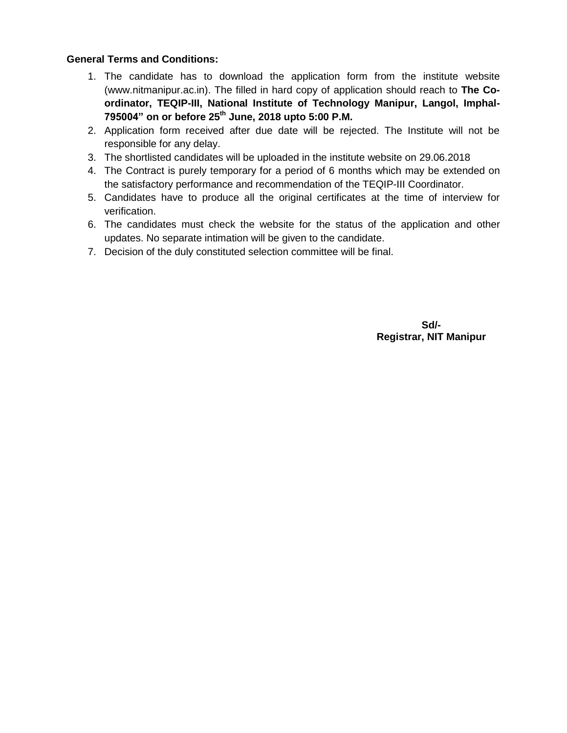**General Terms and Conditions:**

1. The candidate has to download the application form from the institute website (www.nitmanipur.ac.in). The filled in hard copy of application should reach to **The Co-ordinator, TEQIP-III, National Institute of Technology Manipur, Langol, Imphal-795004" on or before 25th June, 2018 upto 5:00 P.M.**
2. Application form received after due date will be rejected. The Institute will not be responsible for any delay.
3. The shortlisted candidates will be uploaded in the institute website on 29.06.2018
4. The Contract is purely temporary for a period of 6 months which may be extended on the satisfactory performance and recommendation of the TEQIP-III Coordinator.
5. Candidates have to produce all the original certificates at the time of interview for verification.
6. The candidates must check the website for the status of the application and other updates. No separate intimation will be given to the candidate.
7. Decision of the duly constituted selection committee will be final.

**Sd/-**
**Registrar, NIT Manipur**